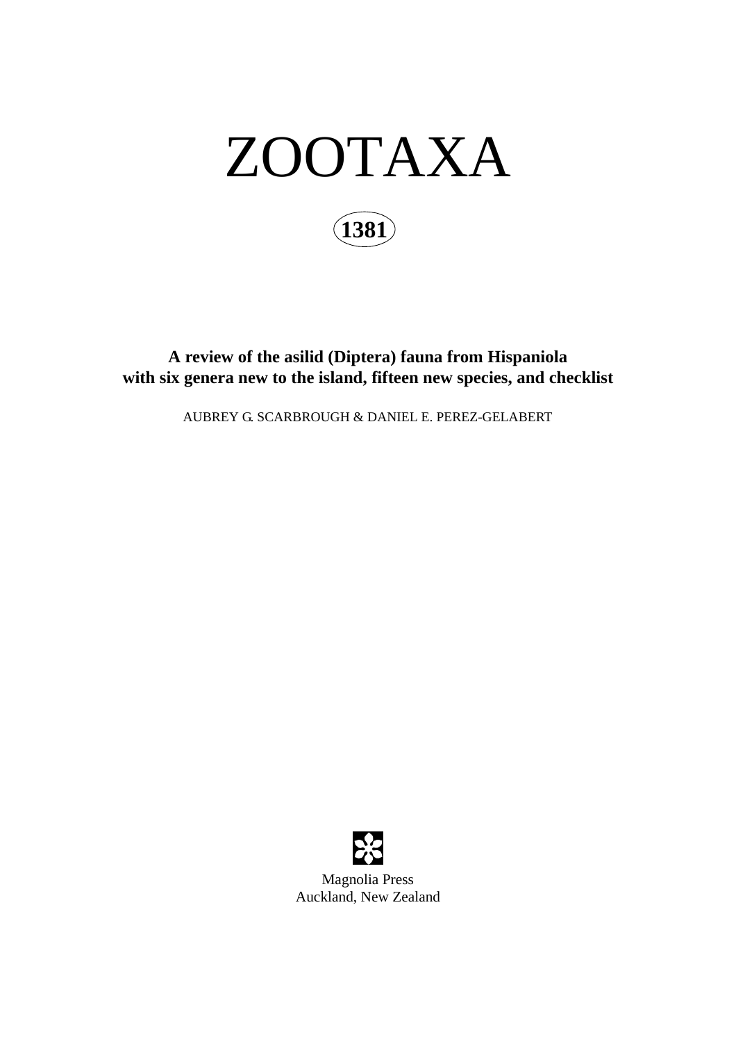# ZOOTAXA

**1381**

**A review of the asilid (Diptera) fauna from Hispaniola with six genera new to the island, fifteen new species, and checklist**

AUBREY G. SCARBROUGH & DANIEL E. PEREZ-GELABERT

Magnolia Press
Auckland, New Zealand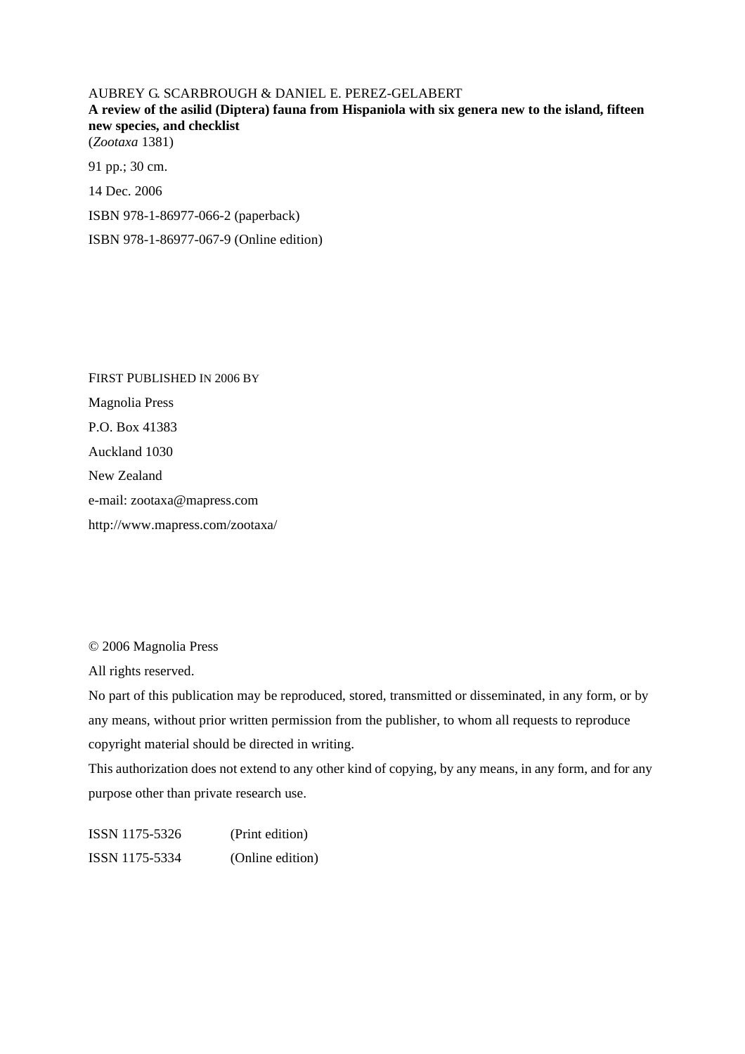AUBREY G. SCARBROUGH & DANIEL E. PEREZ-GELABERT

**A review of the asilid (Diptera) fauna from Hispaniola with six genera new to the island, fifteen new species, and checklist**

(*Zootaxa* 1381)

91 pp.; 30 cm.

14 Dec. 2006

ISBN 978-1-86977-066-2 (paperback)

ISBN 978-1-86977-067-9 (Online edition)

FIRST PUBLISHED IN 2006 BY

Magnolia Press

P.O. Box 41383

Auckland 1030

New Zealand

e-mail: zootaxa@mapress.com

http://www.mapress.com/zootaxa/

© 2006 Magnolia Press

All rights reserved.

No part of this publication may be reproduced, stored, transmitted or disseminated, in any form, or by any means, without prior written permission from the publisher, to whom all requests to reproduce copyright material should be directed in writing.

This authorization does not extend to any other kind of copying, by any means, in any form, and for any purpose other than private research use.

ISSN 1175-5326 (Print edition)

ISSN 1175-5334 (Online edition)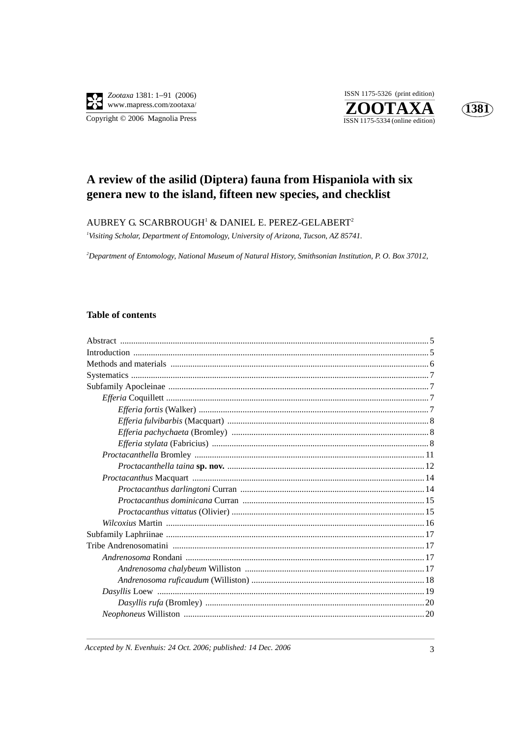# A review of the asilid (Diptera) fauna from Hispaniola with six genera new to the island, fifteen new species, and checklist

AUBREY G. SCARBROUGH[1] & DANIEL E. PEREZ-GELABERT[2]

[1]*Visiting Scholar, Department of Entomology, University of Arizona, Tucson, AZ 85741.*

[2]*Department of Entomology, National Museum of Natural History, Smithsonian Institution, P. O. Box 37012,*

## Table of contents

Abstract .......... 5
Introduction .......... 5
Methods and materials .......... 6
Systematics .......... 7
Subfamily Apocleinae .......... 7
- *Efferia* Coquillett .......... 7
  - *Efferia fortis* (Walker) .......... 7
  - *Efferia fulvibarbis* (Macquart) .......... 8
  - *Efferia pachychaeta* (Bromley) .......... 8
  - *Efferia stylata* (Fabricius) .......... 8
- *Proctacanthella* Bromley .......... 11
  - *Proctacanthella taina* **sp. nov.** .......... 12
- *Proctacanthus* Macquart .......... 14
  - *Proctacanthus darlingtoni* Curran .......... 14
  - *Proctacanthus dominicana* Curran .......... 15
  - *Proctacanthus vittatus* (Olivier) .......... 15
- *Wilcoxius* Martin .......... 16

Subfamily Laphriinae .......... 17
Tribe Andrenosomatini .......... 17
- *Andrenosoma* Rondani .......... 17
  - *Andrenosoma chalybeum* Williston .......... 17
  - *Andrenosoma ruficaudum* (Williston) .......... 18
- *Dasyllis* Loew .......... 19
  - *Dasyllis rufa* (Bromley) .......... 20
- *Neophoneus* Williston .......... 20

*Accepted by N. Evenhuis: 24 Oct. 2006; published: 14 Dec. 2006*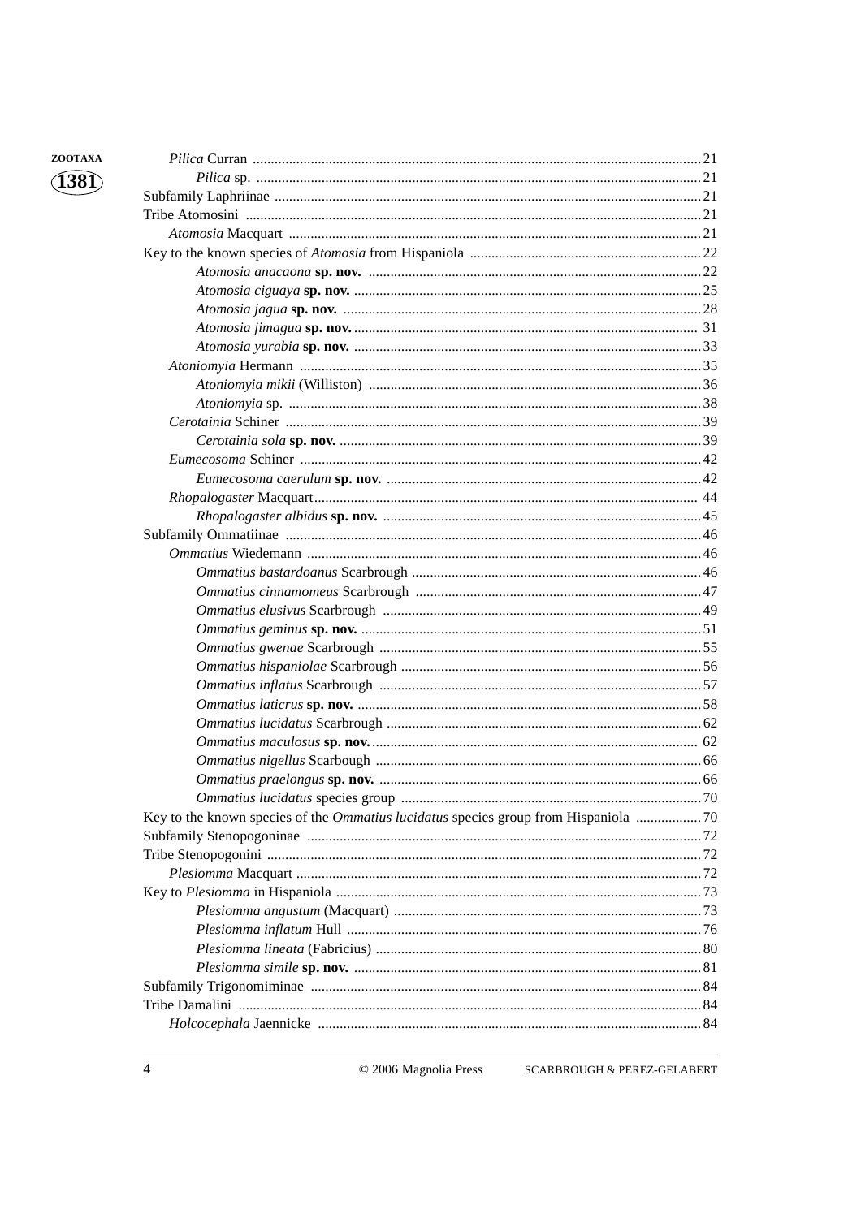*Pilica* Curran .......... 21

*Pilica* sp. .......... 21

Subfamily Laphriinae .......... 21

Tribe Atomosini .......... 21

*Atomosia* Macquart .......... 21

Key to the known species of *Atomosia* from Hispaniola .......... 22

*Atomosia anacaona* **sp. nov.** .......... 22

*Atomosia ciguaya* **sp. nov.** .......... 25

*Atomosia jagua* **sp. nov.** .......... 28

*Atomosia jimagua* **sp. nov.** .......... 31

*Atomosia yurabia* **sp. nov.** .......... 33

*Atoniomyia* Hermann .......... 35

*Atoniomyia mikii* (Williston) .......... 36

*Atoniomyia* sp. .......... 38

*Cerotainia* Schiner .......... 39

*Cerotainia sola* **sp. nov.** .......... 39

*Eumecosoma* Schiner .......... 42

*Eumecosoma caerulum* **sp. nov.** .......... 42

*Rhopalogaster* Macquart .......... 44

*Rhopalogaster albidus* **sp. nov.** .......... 45

Subfamily Ommatiinae .......... 46

*Ommatius* Wiedemann .......... 46

*Ommatius bastardoanus* Scarbrough .......... 46

*Ommatius cinnamomeus* Scarbrough .......... 47

*Ommatius elusivus* Scarbrough .......... 49

*Ommatius geminus* **sp. nov.** .......... 51

*Ommatius gwenae* Scarbrough .......... 55

*Ommatius hispaniolae* Scarbrough .......... 56

*Ommatius inflatus* Scarbrough .......... 57

*Ommatius laticrus* **sp. nov.** .......... 58

*Ommatius lucidatus* Scarbrough .......... 62

*Ommatius maculosus* **sp. nov.** .......... 62

*Ommatius nigellus* Scarbough .......... 66

*Ommatius praelongus* **sp. nov.** .......... 66

*Ommatius lucidatus* species group .......... 70

Key to the known species of the *Ommatius lucidatus* species group from Hispaniola .......... 70

Subfamily Stenopogoninae .......... 72

Tribe Stenopogonini .......... 72

*Plesiomma* Macquart .......... 72

Key to *Plesiomma* in Hispaniola .......... 73

*Plesiomma angustum* (Macquart) .......... 73

*Plesiomma inflatum* Hull .......... 76

*Plesiomma lineata* (Fabricius) .......... 80

*Plesiomma simile* **sp. nov.** .......... 81

Subfamily Trigonomiminae .......... 84

Tribe Damalini .......... 84

*Holcocephala* Jaennicke .......... 84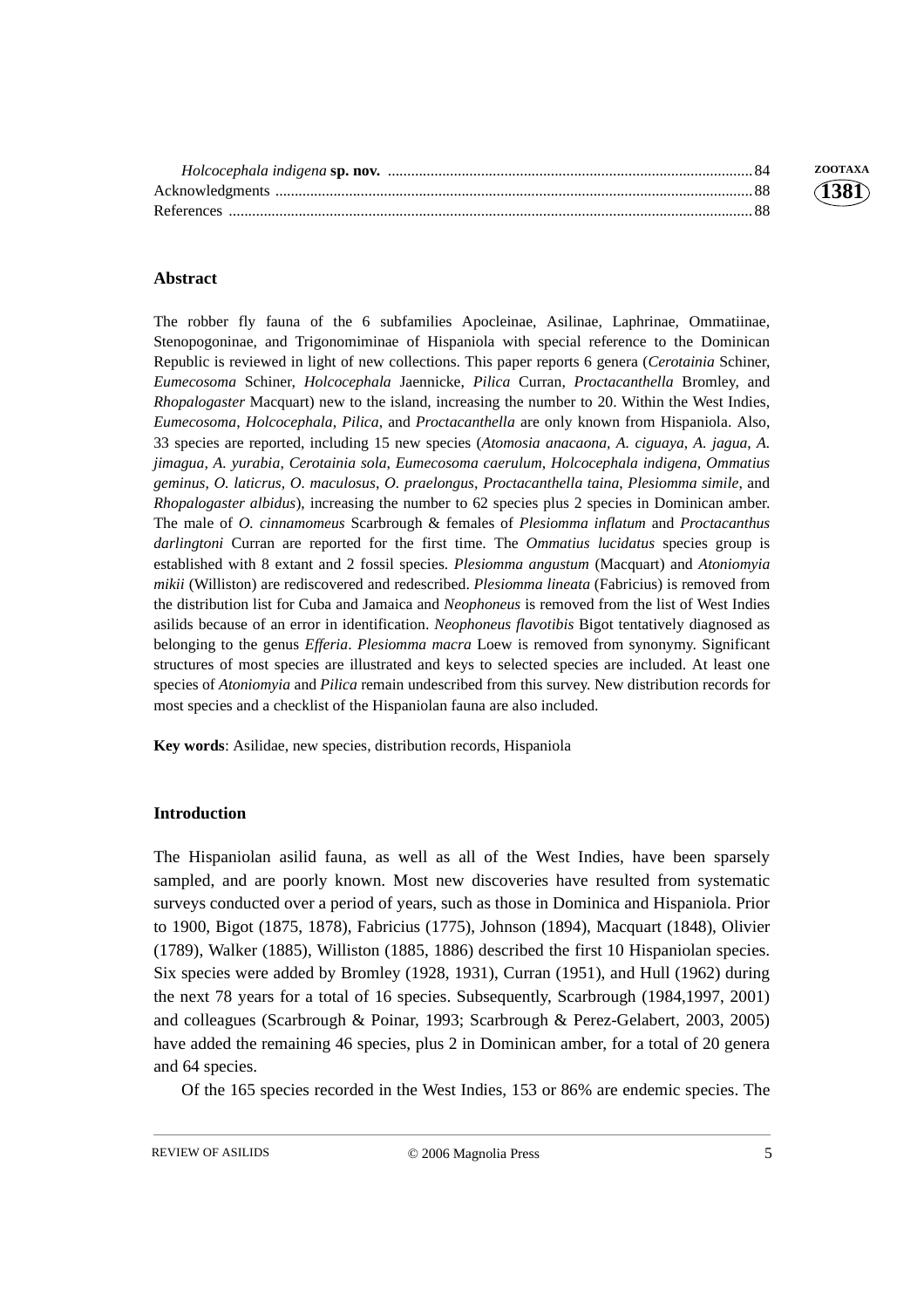*Holcocephala indigena* **sp. nov.** .......................................................................................... 84
Acknowledgments ........................................................................................................... 88
References ....................................................................................................................... 88

## Abstract

The robber fly fauna of the 6 subfamilies Apocleinae, Asilinae, Laphrinae, Ommatiinae, Stenopogoninae, and Trigonomiminae of Hispaniola with special reference to the Dominican Republic is reviewed in light of new collections. This paper reports 6 genera (*Cerotainia* Schiner, *Eumecosoma* Schiner, *Holcocephala* Jaennicke, *Pilica* Curran, *Proctacanthella* Bromley, and *Rhopalogaster* Macquart) new to the island, increasing the number to 20. Within the West Indies, *Eumecosoma*, *Holcocephala*, *Pilica*, and *Proctacanthella* are only known from Hispaniola. Also, 33 species are reported, including 15 new species (*Atomosia anacaona*, *A. ciguaya*, *A. jagua*, *A. jimagua*, *A. yurabia*, *Cerotainia sola*, *Eumecosoma caerulum*, *Holcocephala indigena*, *Ommatius geminus*, *O. laticrus*, *O. maculosus*, *O. praelongus*, *Proctacanthella taina*, *Plesiomma simile*, and *Rhopalogaster albidus*), increasing the number to 62 species plus 2 species in Dominican amber. The male of *O. cinnamomeus* Scarbrough & females of *Plesiomma inflatum* and *Proctacanthus darlingtoni* Curran are reported for the first time. The *Ommatius lucidatus* species group is established with 8 extant and 2 fossil species. *Plesiomma angustum* (Macquart) and *Atoniomyia mikii* (Williston) are rediscovered and redescribed. *Plesiomma lineata* (Fabricius) is removed from the distribution list for Cuba and Jamaica and *Neophoneus* is removed from the list of West Indies asilids because of an error in identification. *Neophoneus flavotibis* Bigot tentatively diagnosed as belonging to the genus *Efferia*. *Plesiomma macra* Loew is removed from synonymy. Significant structures of most species are illustrated and keys to selected species are included. At least one species of *Atoniomyia* and *Pilica* remain undescribed from this survey. New distribution records for most species and a checklist of the Hispaniolan fauna are also included.

**Key words**: Asilidae, new species, distribution records, Hispaniola

## Introduction

The Hispaniolan asilid fauna, as well as all of the West Indies, have been sparsely sampled, and are poorly known. Most new discoveries have resulted from systematic surveys conducted over a period of years, such as those in Dominica and Hispaniola. Prior to 1900, Bigot (1875, 1878), Fabricius (1775), Johnson (1894), Macquart (1848), Olivier (1789), Walker (1885), Williston (1885, 1886) described the first 10 Hispaniolan species. Six species were added by Bromley (1928, 1931), Curran (1951), and Hull (1962) during the next 78 years for a total of 16 species. Subsequently, Scarbrough (1984,1997, 2001) and colleagues (Scarbrough & Poinar, 1993; Scarbrough & Perez-Gelabert, 2003, 2005) have added the remaining 46 species, plus 2 in Dominican amber, for a total of 20 genera and 64 species.

Of the 165 species recorded in the West Indies, 153 or 86% are endemic species. The